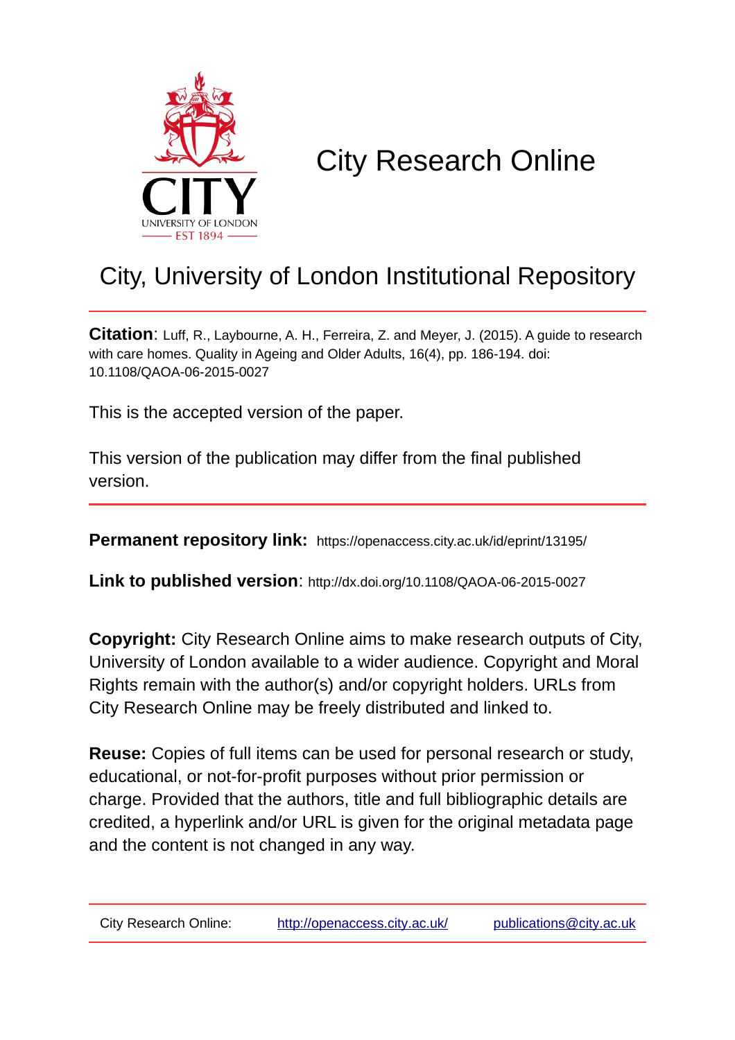# City Research Online

## City, University of London Institutional Repository

**Citation**: Luff, R., Laybourne, A. H., Ferreira, Z. and Meyer, J. (2015). A guide to research with care homes. Quality in Ageing and Older Adults, 16(4), pp. 186-194. doi: 10.1108/QAOA-06-2015-0027

This is the accepted version of the paper.

This version of the publication may differ from the final published version.

**Permanent repository link:** https://openaccess.city.ac.uk/id/eprint/13195/

**Link to published version**: http://dx.doi.org/10.1108/QAOA-06-2015-0027

**Copyright:** City Research Online aims to make research outputs of City, University of London available to a wider audience. Copyright and Moral Rights remain with the author(s) and/or copyright holders. URLs from City Research Online may be freely distributed and linked to.

**Reuse:** Copies of full items can be used for personal research or study, educational, or not-for-profit purposes without prior permission or charge. Provided that the authors, title and full bibliographic details are credited, a hyperlink and/or URL is given for the original metadata page and the content is not changed in any way.

City Research Online: http://openaccess.city.ac.uk/ publications@city.ac.uk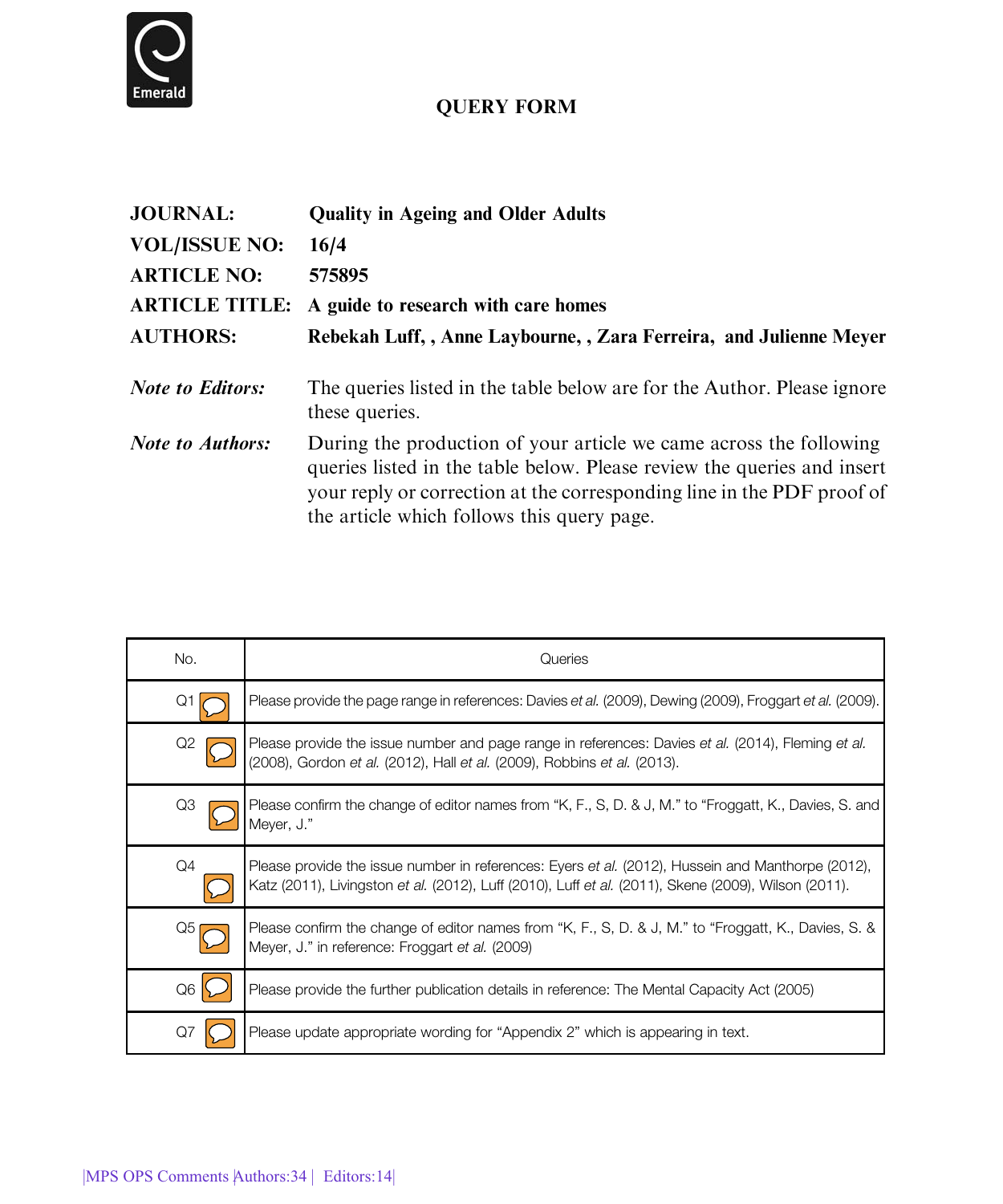# QUERY FORM

| | |
|---|---|
| **JOURNAL:** | **Quality in Ageing and Older Adults** |
| **VOL/ISSUE NO:** | **16/4** |
| **ARTICLE NO:** | **575895** |
| **ARTICLE TITLE:** | **A guide to research with care homes** |
| **AUTHORS:** | **Rebekah Luff, , Anne Laybourne, , Zara Ferreira, and Julienne Meyer** |

***Note to Editors:*** The queries listed in the table below are for the Author. Please ignore these queries.

***Note to Authors:*** During the production of your article we came across the following queries listed in the table below. Please review the queries and insert your reply or correction at the corresponding line in the PDF proof of the article which follows this query page.

| No. | Queries |
|---|---|
| Q1 | Please provide the page range in references: Davies *et al.* (2009), Dewing (2009), Froggart *et al.* (2009). |
| Q2 | Please provide the issue number and page range in references: Davies *et al.* (2014), Fleming *et al.* (2008), Gordon *et al.* (2012), Hall *et al.* (2009), Robbins *et al.* (2013). |
| Q3 | Please confirm the change of editor names from "K, F., S, D. & J, M." to "Froggatt, K., Davies, S. and Meyer, J." |
| Q4 | Please provide the issue number in references: Eyers *et al.* (2012), Hussein and Manthorpe (2012), Katz (2011), Livingston *et al.* (2012), Luff (2010), Luff *et al.* (2011), Skene (2009), Wilson (2011). |
| Q5 | Please confirm the change of editor names from "K, F., S, D. & J, M." to "Froggatt, K., Davies, S. & Meyer, J." in reference: Froggart *et al.* (2009) |
| Q6 | Please provide the further publication details in reference: The Mental Capacity Act (2005) |
| Q7 | Please update appropriate wording for "Appendix 2" which is appearing in text. |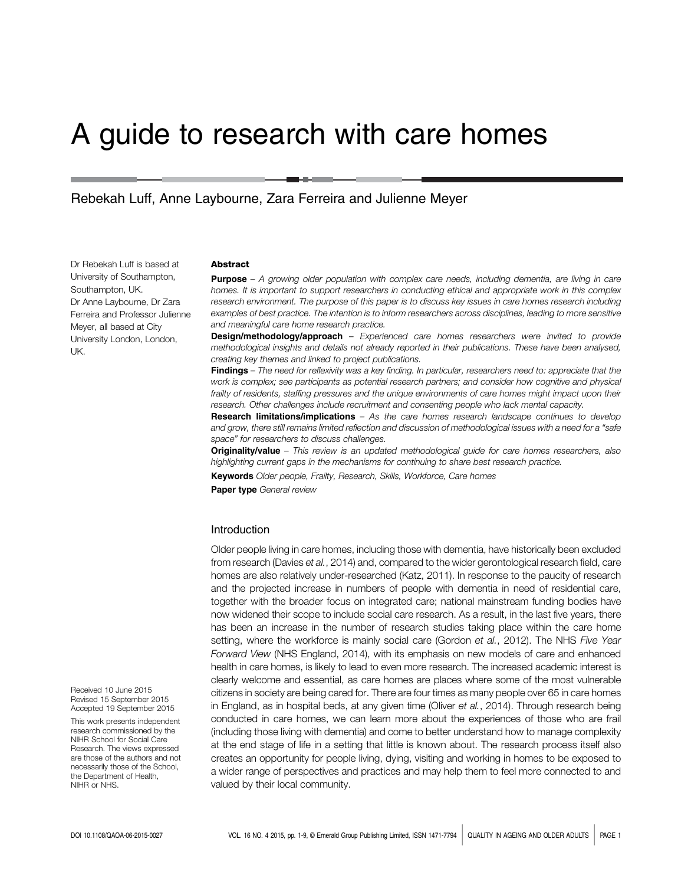# A guide to research with care homes

Rebekah Luff, Anne Laybourne, Zara Ferreira and Julienne Meyer

Dr Rebekah Luff is based at University of Southampton, Southampton, UK.
Dr Anne Laybourne, Dr Zara Ferreira and Professor Julienne Meyer, all based at City University London, London, UK.

## Abstract

**Purpose** – *A growing older population with complex care needs, including dementia, are living in care homes. It is important to support researchers in conducting ethical and appropriate work in this complex research environment. The purpose of this paper is to discuss key issues in care homes research including examples of best practice. The intention is to inform researchers across disciplines, leading to more sensitive and meaningful care home research practice.*

**Design/methodology/approach** – *Experienced care homes researchers were invited to provide methodological insights and details not already reported in their publications. These have been analysed, creating key themes and linked to project publications.*

**Findings** – *The need for reflexivity was a key finding. In particular, researchers need to: appreciate that the work is complex; see participants as potential research partners; and consider how cognitive and physical frailty of residents, staffing pressures and the unique environments of care homes might impact upon their research. Other challenges include recruitment and consenting people who lack mental capacity.*

**Research limitations/implications** – *As the care homes research landscape continues to develop and grow, there still remains limited reflection and discussion of methodological issues with a need for a "safe space" for researchers to discuss challenges.*

**Originality/value** – *This review is an updated methodological guide for care homes researchers, also highlighting current gaps in the mechanisms for continuing to share best research practice.*

**Keywords** *Older people, Frailty, Research, Skills, Workforce, Care homes*

**Paper type** *General review*

## Introduction

Older people living in care homes, including those with dementia, have historically been excluded from research (Davies *et al.*, 2014) and, compared to the wider gerontological research field, care homes are also relatively under-researched (Katz, 2011). In response to the paucity of research and the projected increase in numbers of people with dementia in need of residential care, together with the broader focus on integrated care; national mainstream funding bodies have now widened their scope to include social care research. As a result, in the last five years, there has been an increase in the number of research studies taking place within the care home setting, where the workforce is mainly social care (Gordon *et al.*, 2012). The NHS *Five Year Forward View* (NHS England, 2014), with its emphasis on new models of care and enhanced health in care homes, is likely to lead to even more research. The increased academic interest is clearly welcome and essential, as care homes are places where some of the most vulnerable citizens in society are being cared for. There are four times as many people over 65 in care homes in England, as in hospital beds, at any given time (Oliver *et al.*, 2014). Through research being conducted in care homes, we can learn more about the experiences of those who are frail (including those living with dementia) and come to better understand how to manage complexity at the end stage of life in a setting that little is known about. The research process itself also creates an opportunity for people living, dying, visiting and working in homes to be exposed to a wider range of perspectives and practices and may help them to feel more connected to and valued by their local community.

Received 10 June 2015
Revised 15 September 2015
Accepted 19 September 2015

This work presents independent research commissioned by the NIHR School for Social Care Research. The views expressed are those of the authors and not necessarily those of the School, the Department of Health, NIHR or NHS.

DOI 10.1108/QAOA-06-2015-0027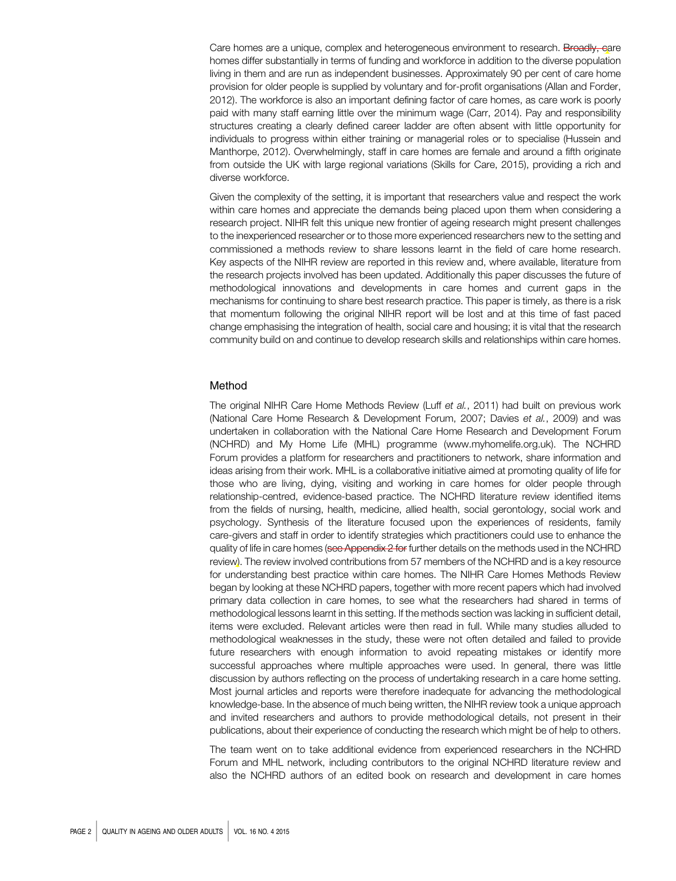Care homes are a unique, complex and heterogeneous environment to research. Broadly, care homes differ substantially in terms of funding and workforce in addition to the diverse population living in them and are run as independent businesses. Approximately 90 per cent of care home provision for older people is supplied by voluntary and for-profit organisations (Allan and Forder, 2012). The workforce is also an important defining factor of care homes, as care work is poorly paid with many staff earning little over the minimum wage (Carr, 2014). Pay and responsibility structures creating a clearly defined career ladder are often absent with little opportunity for individuals to progress within either training or managerial roles or to specialise (Hussein and Manthorpe, 2012). Overwhelmingly, staff in care homes are female and around a fifth originate from outside the UK with large regional variations (Skills for Care, 2015), providing a rich and diverse workforce.

Given the complexity of the setting, it is important that researchers value and respect the work within care homes and appreciate the demands being placed upon them when considering a research project. NIHR felt this unique new frontier of ageing research might present challenges to the inexperienced researcher or to those more experienced researchers new to the setting and commissioned a methods review to share lessons learnt in the field of care home research. Key aspects of the NIHR review are reported in this review and, where available, literature from the research projects involved has been updated. Additionally this paper discusses the future of methodological innovations and developments in care homes and current gaps in the mechanisms for continuing to share best research practice. This paper is timely, as there is a risk that momentum following the original NIHR report will be lost and at this time of fast paced change emphasising the integration of health, social care and housing; it is vital that the research community build on and continue to develop research skills and relationships within care homes.

## Method

The original NIHR Care Home Methods Review (Luff *et al.*, 2011) had built on previous work (National Care Home Research & Development Forum, 2007; Davies *et al.*, 2009) and was undertaken in collaboration with the National Care Home Research and Development Forum (NCHRD) and My Home Life (MHL) programme (www.myhomelife.org.uk). The NCHRD Forum provides a platform for researchers and practitioners to network, share information and ideas arising from their work. MHL is a collaborative initiative aimed at promoting quality of life for those who are living, dying, visiting and working in care homes for older people through relationship-centred, evidence-based practice. The NCHRD literature review identified items from the fields of nursing, health, medicine, allied health, social gerontology, social work and psychology. Synthesis of the literature focused upon the experiences of residents, family care-givers and staff in order to identify strategies which practitioners could use to enhance the quality of life in care homes (see Appendix 2 for further details on the methods used in the NCHRD review). The review involved contributions from 57 members of the NCHRD and is a key resource for understanding best practice within care homes. The NIHR Care Homes Methods Review began by looking at these NCHRD papers, together with more recent papers which had involved primary data collection in care homes, to see what the researchers had shared in terms of methodological lessons learnt in this setting. If the methods section was lacking in sufficient detail, items were excluded. Relevant articles were then read in full. While many studies alluded to methodological weaknesses in the study, these were not often detailed and failed to provide future researchers with enough information to avoid repeating mistakes or identify more successful approaches where multiple approaches were used. In general, there was little discussion by authors reflecting on the process of undertaking research in a care home setting. Most journal articles and reports were therefore inadequate for advancing the methodological knowledge-base. In the absence of much being written, the NIHR review took a unique approach and invited researchers and authors to provide methodological details, not present in their publications, about their experience of conducting the research which might be of help to others.

The team went on to take additional evidence from experienced researchers in the NCHRD Forum and MHL network, including contributors to the original NCHRD literature review and also the NCHRD authors of an edited book on research and development in care homes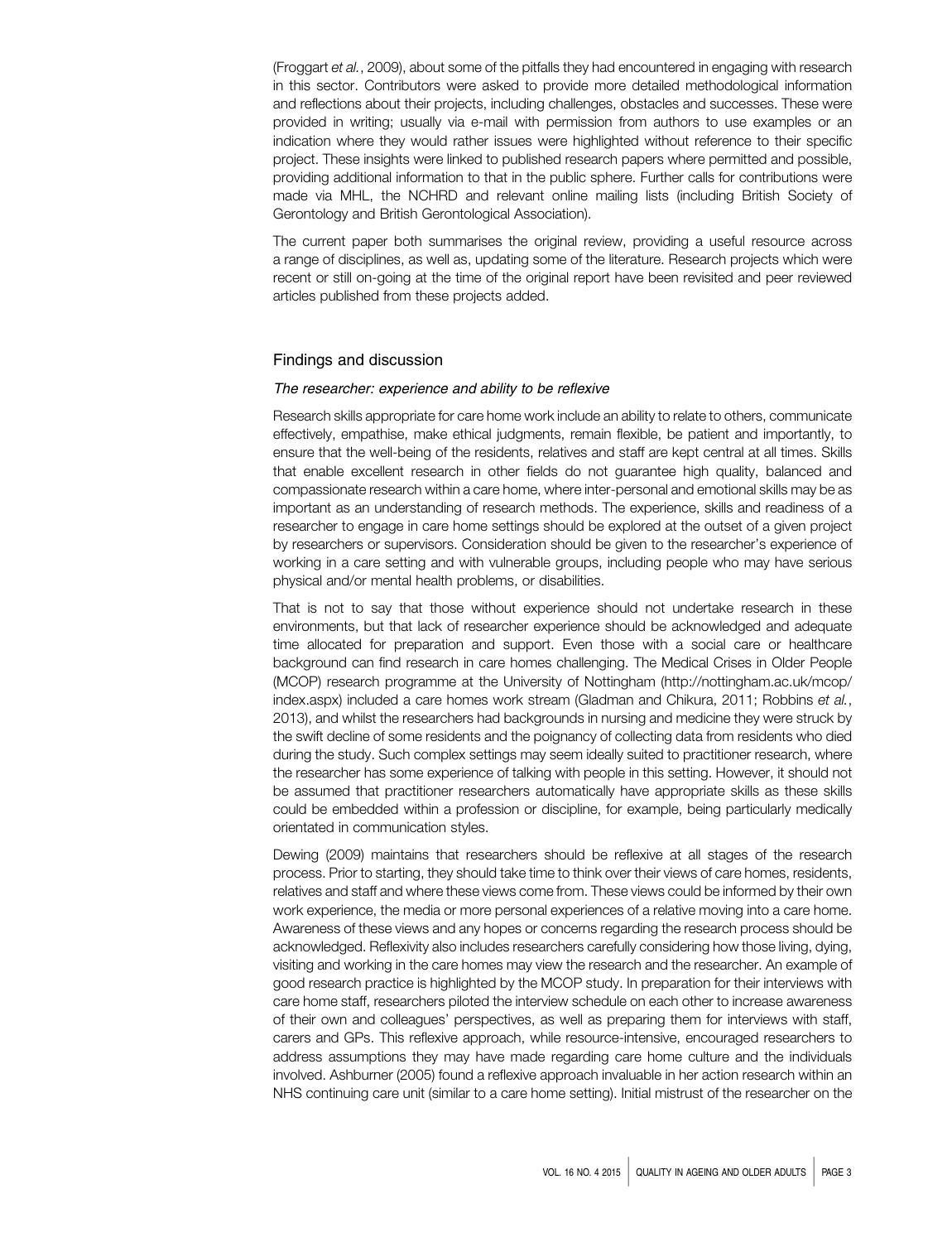(Froggart *et al.*, 2009), about some of the pitfalls they had encountered in engaging with research in this sector. Contributors were asked to provide more detailed methodological information and reflections about their projects, including challenges, obstacles and successes. These were provided in writing; usually via e-mail with permission from authors to use examples or an indication where they would rather issues were highlighted without reference to their specific project. These insights were linked to published research papers where permitted and possible, providing additional information to that in the public sphere. Further calls for contributions were made via MHL, the NCHRD and relevant online mailing lists (including British Society of Gerontology and British Gerontological Association).

The current paper both summarises the original review, providing a useful resource across a range of disciplines, as well as, updating some of the literature. Research projects which were recent or still on-going at the time of the original report have been revisited and peer reviewed articles published from these projects added.

## Findings and discussion

### *The researcher: experience and ability to be reflexive*

Research skills appropriate for care home work include an ability to relate to others, communicate effectively, empathise, make ethical judgments, remain flexible, be patient and importantly, to ensure that the well-being of the residents, relatives and staff are kept central at all times. Skills that enable excellent research in other fields do not guarantee high quality, balanced and compassionate research within a care home, where inter-personal and emotional skills may be as important as an understanding of research methods. The experience, skills and readiness of a researcher to engage in care home settings should be explored at the outset of a given project by researchers or supervisors. Consideration should be given to the researcher's experience of working in a care setting and with vulnerable groups, including people who may have serious physical and/or mental health problems, or disabilities.

That is not to say that those without experience should not undertake research in these environments, but that lack of researcher experience should be acknowledged and adequate time allocated for preparation and support. Even those with a social care or healthcare background can find research in care homes challenging. The Medical Crises in Older People (MCOP) research programme at the University of Nottingham (http://nottingham.ac.uk/mcop/index.aspx) included a care homes work stream (Gladman and Chikura, 2011; Robbins *et al.*, 2013), and whilst the researchers had backgrounds in nursing and medicine they were struck by the swift decline of some residents and the poignancy of collecting data from residents who died during the study. Such complex settings may seem ideally suited to practitioner research, where the researcher has some experience of talking with people in this setting. However, it should not be assumed that practitioner researchers automatically have appropriate skills as these skills could be embedded within a profession or discipline, for example, being particularly medically orientated in communication styles.

Dewing (2009) maintains that researchers should be reflexive at all stages of the research process. Prior to starting, they should take time to think over their views of care homes, residents, relatives and staff and where these views come from. These views could be informed by their own work experience, the media or more personal experiences of a relative moving into a care home. Awareness of these views and any hopes or concerns regarding the research process should be acknowledged. Reflexivity also includes researchers carefully considering how those living, dying, visiting and working in the care homes may view the research and the researcher. An example of good research practice is highlighted by the MCOP study. In preparation for their interviews with care home staff, researchers piloted the interview schedule on each other to increase awareness of their own and colleagues' perspectives, as well as preparing them for interviews with staff, carers and GPs. This reflexive approach, while resource-intensive, encouraged researchers to address assumptions they may have made regarding care home culture and the individuals involved. Ashburner (2005) found a reflexive approach invaluable in her action research within an NHS continuing care unit (similar to a care home setting). Initial mistrust of the researcher on the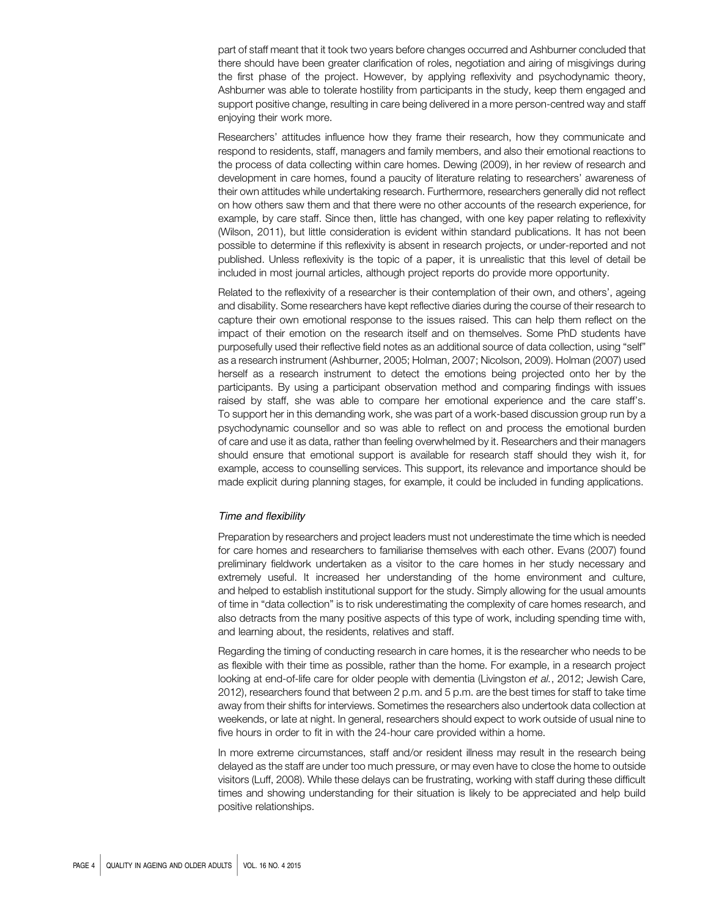part of staff meant that it took two years before changes occurred and Ashburner concluded that there should have been greater clarification of roles, negotiation and airing of misgivings during the first phase of the project. However, by applying reflexivity and psychodynamic theory, Ashburner was able to tolerate hostility from participants in the study, keep them engaged and support positive change, resulting in care being delivered in a more person-centred way and staff enjoying their work more.

Researchers' attitudes influence how they frame their research, how they communicate and respond to residents, staff, managers and family members, and also their emotional reactions to the process of data collecting within care homes. Dewing (2009), in her review of research and development in care homes, found a paucity of literature relating to researchers' awareness of their own attitudes while undertaking research. Furthermore, researchers generally did not reflect on how others saw them and that there were no other accounts of the research experience, for example, by care staff. Since then, little has changed, with one key paper relating to reflexivity (Wilson, 2011), but little consideration is evident within standard publications. It has not been possible to determine if this reflexivity is absent in research projects, or under-reported and not published. Unless reflexivity is the topic of a paper, it is unrealistic that this level of detail be included in most journal articles, although project reports do provide more opportunity.

Related to the reflexivity of a researcher is their contemplation of their own, and others', ageing and disability. Some researchers have kept reflective diaries during the course of their research to capture their own emotional response to the issues raised. This can help them reflect on the impact of their emotion on the research itself and on themselves. Some PhD students have purposefully used their reflective field notes as an additional source of data collection, using "self" as a research instrument (Ashburner, 2005; Holman, 2007; Nicolson, 2009). Holman (2007) used herself as a research instrument to detect the emotions being projected onto her by the participants. By using a participant observation method and comparing findings with issues raised by staff, she was able to compare her emotional experience and the care staff's. To support her in this demanding work, she was part of a work-based discussion group run by a psychodynamic counsellor and so was able to reflect on and process the emotional burden of care and use it as data, rather than feeling overwhelmed by it. Researchers and their managers should ensure that emotional support is available for research staff should they wish it, for example, access to counselling services. This support, its relevance and importance should be made explicit during planning stages, for example, it could be included in funding applications.

### *Time and flexibility*

Preparation by researchers and project leaders must not underestimate the time which is needed for care homes and researchers to familiarise themselves with each other. Evans (2007) found preliminary fieldwork undertaken as a visitor to the care homes in her study necessary and extremely useful. It increased her understanding of the home environment and culture, and helped to establish institutional support for the study. Simply allowing for the usual amounts of time in "data collection" is to risk underestimating the complexity of care homes research, and also detracts from the many positive aspects of this type of work, including spending time with, and learning about, the residents, relatives and staff.

Regarding the timing of conducting research in care homes, it is the researcher who needs to be as flexible with their time as possible, rather than the home. For example, in a research project looking at end-of-life care for older people with dementia (Livingston *et al.*, 2012; Jewish Care, 2012), researchers found that between 2 p.m. and 5 p.m. are the best times for staff to take time away from their shifts for interviews. Sometimes the researchers also undertook data collection at weekends, or late at night. In general, researchers should expect to work outside of usual nine to five hours in order to fit in with the 24-hour care provided within a home.

In more extreme circumstances, staff and/or resident illness may result in the research being delayed as the staff are under too much pressure, or may even have to close the home to outside visitors (Luff, 2008). While these delays can be frustrating, working with staff during these difficult times and showing understanding for their situation is likely to be appreciated and help build positive relationships.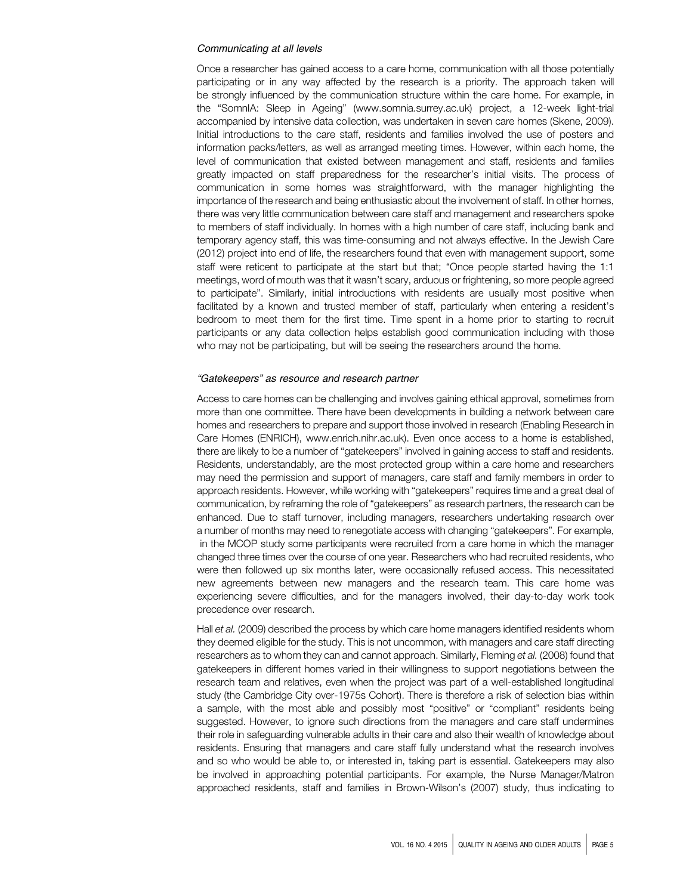### *Communicating at all levels*

Once a researcher has gained access to a care home, communication with all those potentially participating or in any way affected by the research is a priority. The approach taken will be strongly influenced by the communication structure within the care home. For example, in the "SomnIA: Sleep in Ageing" (www.somnia.surrey.ac.uk) project, a 12-week light-trial accompanied by intensive data collection, was undertaken in seven care homes (Skene, 2009). Initial introductions to the care staff, residents and families involved the use of posters and information packs/letters, as well as arranged meeting times. However, within each home, the level of communication that existed between management and staff, residents and families greatly impacted on staff preparedness for the researcher's initial visits. The process of communication in some homes was straightforward, with the manager highlighting the importance of the research and being enthusiastic about the involvement of staff. In other homes, there was very little communication between care staff and management and researchers spoke to members of staff individually. In homes with a high number of care staff, including bank and temporary agency staff, this was time-consuming and not always effective. In the Jewish Care (2012) project into end of life, the researchers found that even with management support, some staff were reticent to participate at the start but that; "Once people started having the 1:1 meetings, word of mouth was that it wasn't scary, arduous or frightening, so more people agreed to participate". Similarly, initial introductions with residents are usually most positive when facilitated by a known and trusted member of staff, particularly when entering a resident's bedroom to meet them for the first time. Time spent in a home prior to starting to recruit participants or any data collection helps establish good communication including with those who may not be participating, but will be seeing the researchers around the home.

### *"Gatekeepers" as resource and research partner*

Access to care homes can be challenging and involves gaining ethical approval, sometimes from more than one committee. There have been developments in building a network between care homes and researchers to prepare and support those involved in research (Enabling Research in Care Homes (ENRICH), www.enrich.nihr.ac.uk). Even once access to a home is established, there are likely to be a number of "gatekeepers" involved in gaining access to staff and residents. Residents, understandably, are the most protected group within a care home and researchers may need the permission and support of managers, care staff and family members in order to approach residents. However, while working with "gatekeepers" requires time and a great deal of communication, by reframing the role of "gatekeepers" as research partners, the research can be enhanced. Due to staff turnover, including managers, researchers undertaking research over a number of months may need to renegotiate access with changing "gatekeepers". For example, in the MCOP study some participants were recruited from a care home in which the manager changed three times over the course of one year. Researchers who had recruited residents, who were then followed up six months later, were occasionally refused access. This necessitated new agreements between new managers and the research team. This care home was experiencing severe difficulties, and for the managers involved, their day-to-day work took precedence over research.

Hall *et al.* (2009) described the process by which care home managers identified residents whom they deemed eligible for the study. This is not uncommon, with managers and care staff directing researchers as to whom they can and cannot approach. Similarly, Fleming *et al.* (2008) found that gatekeepers in different homes varied in their willingness to support negotiations between the research team and relatives, even when the project was part of a well-established longitudinal study (the Cambridge City over-1975s Cohort). There is therefore a risk of selection bias within a sample, with the most able and possibly most "positive" or "compliant" residents being suggested. However, to ignore such directions from the managers and care staff undermines their role in safeguarding vulnerable adults in their care and also their wealth of knowledge about residents. Ensuring that managers and care staff fully understand what the research involves and so who would be able to, or interested in, taking part is essential. Gatekeepers may also be involved in approaching potential participants. For example, the Nurse Manager/Matron approached residents, staff and families in Brown-Wilson's (2007) study, thus indicating to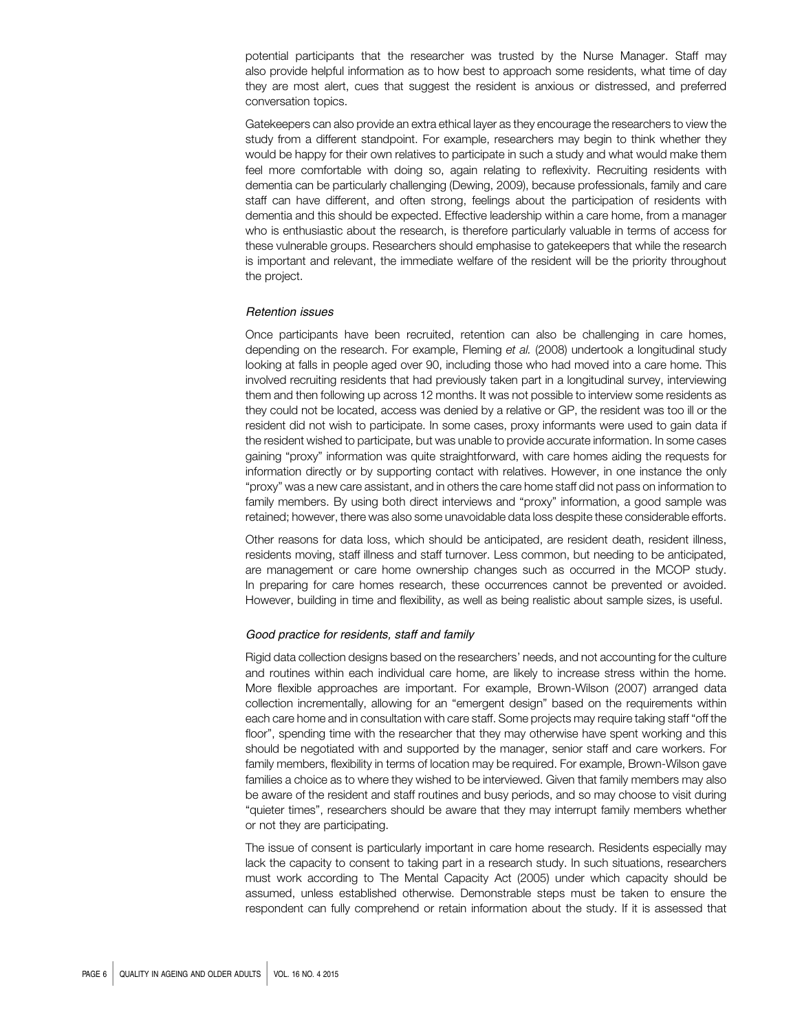potential participants that the researcher was trusted by the Nurse Manager. Staff may also provide helpful information as to how best to approach some residents, what time of day they are most alert, cues that suggest the resident is anxious or distressed, and preferred conversation topics.

Gatekeepers can also provide an extra ethical layer as they encourage the researchers to view the study from a different standpoint. For example, researchers may begin to think whether they would be happy for their own relatives to participate in such a study and what would make them feel more comfortable with doing so, again relating to reflexivity. Recruiting residents with dementia can be particularly challenging (Dewing, 2009), because professionals, family and care staff can have different, and often strong, feelings about the participation of residents with dementia and this should be expected. Effective leadership within a care home, from a manager who is enthusiastic about the research, is therefore particularly valuable in terms of access for these vulnerable groups. Researchers should emphasise to gatekeepers that while the research is important and relevant, the immediate welfare of the resident will be the priority throughout the project.

### *Retention issues*

Once participants have been recruited, retention can also be challenging in care homes, depending on the research. For example, Fleming *et al.* (2008) undertook a longitudinal study looking at falls in people aged over 90, including those who had moved into a care home. This involved recruiting residents that had previously taken part in a longitudinal survey, interviewing them and then following up across 12 months. It was not possible to interview some residents as they could not be located, access was denied by a relative or GP, the resident was too ill or the resident did not wish to participate. In some cases, proxy informants were used to gain data if the resident wished to participate, but was unable to provide accurate information. In some cases gaining "proxy" information was quite straightforward, with care homes aiding the requests for information directly or by supporting contact with relatives. However, in one instance the only "proxy" was a new care assistant, and in others the care home staff did not pass on information to family members. By using both direct interviews and "proxy" information, a good sample was retained; however, there was also some unavoidable data loss despite these considerable efforts.

Other reasons for data loss, which should be anticipated, are resident death, resident illness, residents moving, staff illness and staff turnover. Less common, but needing to be anticipated, are management or care home ownership changes such as occurred in the MCOP study. In preparing for care homes research, these occurrences cannot be prevented or avoided. However, building in time and flexibility, as well as being realistic about sample sizes, is useful.

### *Good practice for residents, staff and family*

Rigid data collection designs based on the researchers' needs, and not accounting for the culture and routines within each individual care home, are likely to increase stress within the home. More flexible approaches are important. For example, Brown-Wilson (2007) arranged data collection incrementally, allowing for an "emergent design" based on the requirements within each care home and in consultation with care staff. Some projects may require taking staff "off the floor", spending time with the researcher that they may otherwise have spent working and this should be negotiated with and supported by the manager, senior staff and care workers. For family members, flexibility in terms of location may be required. For example, Brown-Wilson gave families a choice as to where they wished to be interviewed. Given that family members may also be aware of the resident and staff routines and busy periods, and so may choose to visit during "quieter times", researchers should be aware that they may interrupt family members whether or not they are participating.

The issue of consent is particularly important in care home research. Residents especially may lack the capacity to consent to taking part in a research study. In such situations, researchers must work according to The Mental Capacity Act (2005) under which capacity should be assumed, unless established otherwise. Demonstrable steps must be taken to ensure the respondent can fully comprehend or retain information about the study. If it is assessed that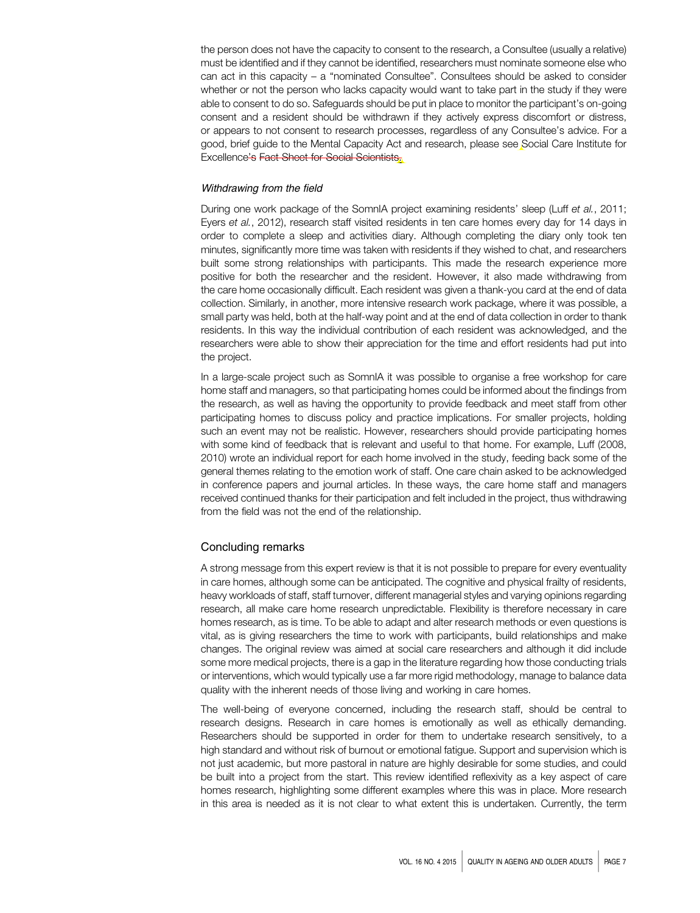the person does not have the capacity to consent to the research, a Consultee (usually a relative) must be identified and if they cannot be identified, researchers must nominate someone else who can act in this capacity – a "nominated Consultee". Consultees should be asked to consider whether or not the person who lacks capacity would want to take part in the study if they were able to consent to do so. Safeguards should be put in place to monitor the participant's on-going consent and a resident should be withdrawn if they actively express discomfort or distress, or appears to not consent to research processes, regardless of any Consultee's advice. For a good, brief guide to the Mental Capacity Act and research, please see Social Care Institute for Excellence's ~~Fact Sheet for Social Scientists~~.

### *Withdrawing from the field*

During one work package of the SomnIA project examining residents' sleep (Luff *et al.*, 2011; Eyers *et al.*, 2012), research staff visited residents in ten care homes every day for 14 days in order to complete a sleep and activities diary. Although completing the diary only took ten minutes, significantly more time was taken with residents if they wished to chat, and researchers built some strong relationships with participants. This made the research experience more positive for both the researcher and the resident. However, it also made withdrawing from the care home occasionally difficult. Each resident was given a thank-you card at the end of data collection. Similarly, in another, more intensive research work package, where it was possible, a small party was held, both at the half-way point and at the end of data collection in order to thank residents. In this way the individual contribution of each resident was acknowledged, and the researchers were able to show their appreciation for the time and effort residents had put into the project.

In a large-scale project such as SomnIA it was possible to organise a free workshop for care home staff and managers, so that participating homes could be informed about the findings from the research, as well as having the opportunity to provide feedback and meet staff from other participating homes to discuss policy and practice implications. For smaller projects, holding such an event may not be realistic. However, researchers should provide participating homes with some kind of feedback that is relevant and useful to that home. For example, Luff (2008, 2010) wrote an individual report for each home involved in the study, feeding back some of the general themes relating to the emotion work of staff. One care chain asked to be acknowledged in conference papers and journal articles. In these ways, the care home staff and managers received continued thanks for their participation and felt included in the project, thus withdrawing from the field was not the end of the relationship.

## Concluding remarks

A strong message from this expert review is that it is not possible to prepare for every eventuality in care homes, although some can be anticipated. The cognitive and physical frailty of residents, heavy workloads of staff, staff turnover, different managerial styles and varying opinions regarding research, all make care home research unpredictable. Flexibility is therefore necessary in care homes research, as is time. To be able to adapt and alter research methods or even questions is vital, as is giving researchers the time to work with participants, build relationships and make changes. The original review was aimed at social care researchers and although it did include some more medical projects, there is a gap in the literature regarding how those conducting trials or interventions, which would typically use a far more rigid methodology, manage to balance data quality with the inherent needs of those living and working in care homes.

The well-being of everyone concerned, including the research staff, should be central to research designs. Research in care homes is emotionally as well as ethically demanding. Researchers should be supported in order for them to undertake research sensitively, to a high standard and without risk of burnout or emotional fatigue. Support and supervision which is not just academic, but more pastoral in nature are highly desirable for some studies, and could be built into a project from the start. This review identified reflexivity as a key aspect of care homes research, highlighting some different examples where this was in place. More research in this area is needed as it is not clear to what extent this is undertaken. Currently, the term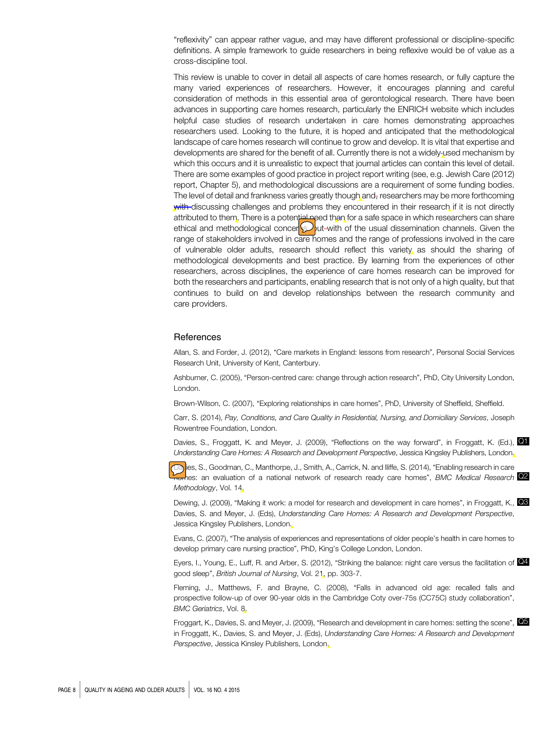"reflexivity" can appear rather vague, and may have different professional or discipline-specific definitions. A simple framework to guide researchers in being reflexive would be of value as a cross-discipline tool.

This review is unable to cover in detail all aspects of care homes research, or fully capture the many varied experiences of researchers. However, it encourages planning and careful consideration of methods in this essential area of gerontological research. There have been advances in supporting care homes research, particularly the ENRICH website which includes helpful case studies of research undertaken in care homes demonstrating approaches researchers used. Looking to the future, it is hoped and anticipated that the methodological landscape of care homes research will continue to grow and develop. It is vital that expertise and developments are shared for the benefit of all. Currently there is not a widely-used mechanism by which this occurs and it is unrealistic to expect that journal articles can contain this level of detail. There are some examples of good practice in project report writing (see, e.g. Jewish Care (2012) report, Chapter 5), and methodological discussions are a requirement of some funding bodies. The level of detail and frankness varies greatly though and, researchers may be more forthcoming with discussing challenges and problems they encountered in their research if it is not directly attributed to them. There is a potential need than for a safe space in which researchers can share ethical and methodological concerns out with of the usual dissemination channels. Given the range of stakeholders involved in care homes and the range of professions involved in the care of vulnerable older adults, research should reflect this variety as should the sharing of methodological developments and best practice. By learning from the experiences of other researchers, across disciplines, the experience of care homes research can be improved for both the researchers and participants, enabling research that is not only of a high quality, but that continues to build on and develop relationships between the research community and care providers.

## References

Allan, S. and Forder, J. (2012), "Care markets in England: lessons from research", Personal Social Services Research Unit, University of Kent, Canterbury.

Ashburner, C. (2005), "Person-centred care: change through action research", PhD, City University London, London.

Brown-Wilson, C. (2007), "Exploring relationships in care homes", PhD, University of Sheffield, Sheffield.

Carr, S. (2014), *Pay, Conditions, and Care Quality in Residential, Nursing, and Domiciliary Services*, Joseph Rowentree Foundation, London.

Davies, S., Froggatt, K. and Meyer, J. (2009), "Reflections on the way forward", in Froggatt, K. (Ed.), *Understanding Care Homes: A Research and Development Perspective*, Jessica Kingsley Publishers, London.

Davies, S., Goodman, C., Manthorpe, J., Smith, A., Carrick, N. and Iliffe, S. (2014), "Enabling research in care homes: an evaluation of a national network of research ready care homes", *BMC Medical Research Methodology*, Vol. 14.

Dewing, J. (2009), "Making it work: a model for research and development in care homes", in Froggatt, K., Davies, S. and Meyer, J. (Eds), *Understanding Care Homes: A Research and Development Perspective*, Jessica Kingsley Publishers, London.

Evans, C. (2007), "The analysis of experiences and representations of older people's health in care homes to develop primary care nursing practice", PhD, King's College London, London.

Eyers, I., Young, E., Luff, R. and Arber, S. (2012), "Striking the balance: night care versus the facilitation of good sleep", *British Journal of Nursing*, Vol. 21, pp. 303-7.

Fleming, J., Matthews, F. and Brayne, C. (2008), "Falls in advanced old age: recalled falls and prospective follow-up of over 90-year olds in the Cambridge Coty over-75s (CC75C) study collaboration", *BMC Geriatrics*, Vol. 8.

Froggart, K., Davies, S. and Meyer, J. (2009), "Research and development in care homes: setting the scene", in Froggatt, K., Davies, S. and Meyer, J. (Eds), *Understanding Care Homes: A Research and Development Perspective*, Jessica Kinsley Publishers, London.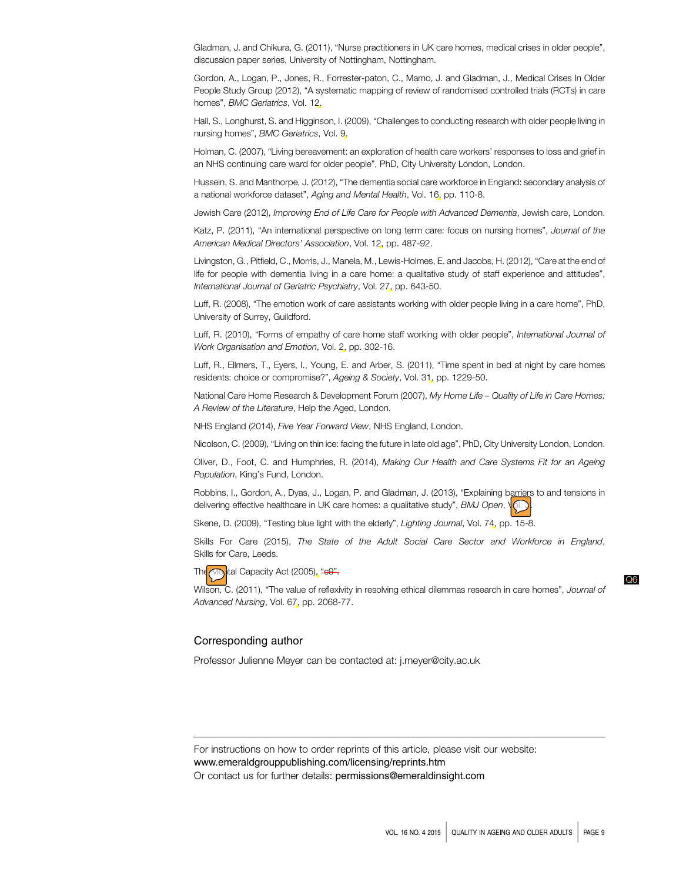Gladman, J. and Chikura, G. (2011), "Nurse practitioners in UK care homes, medical crises in older people", discussion paper series, University of Nottingham, Nottingham.

Gordon, A., Logan, P., Jones, R., Forrester-paton, C., Mamo, J. and Gladman, J., Medical Crises In Older People Study Group (2012), "A systematic mapping of review of randomised controlled trials (RCTs) in care homes", *BMC Geriatrics*, Vol. 12.

Hall, S., Longhurst, S. and Higginson, I. (2009), "Challenges to conducting research with older people living in nursing homes", *BMC Geriatrics*, Vol. 9.

Holman, C. (2007), "Living bereavement: an exploration of health care workers' responses to loss and grief in an NHS continuing care ward for older people", PhD, City University London, London.

Hussein, S. and Manthorpe, J. (2012), "The dementia social care workforce in England: secondary analysis of a national workforce dataset", *Aging and Mental Health*, Vol. 16, pp. 110-8.

Jewish Care (2012), *Improving End of Life Care for People with Advanced Dementia*, Jewish care, London.

Katz, P. (2011), "An international perspective on long term care: focus on nursing homes", *Journal of the American Medical Directors' Association*, Vol. 12, pp. 487-92.

Livingston, G., Pitfield, C., Morris, J., Manela, M., Lewis-Holmes, E. and Jacobs, H. (2012), "Care at the end of life for people with dementia living in a care home: a qualitative study of staff experience and attitudes", *International Journal of Geriatric Psychiatry*, Vol. 27, pp. 643-50.

Luff, R. (2008), "The emotion work of care assistants working with older people living in a care home", PhD, University of Surrey, Guildford.

Luff, R. (2010), "Forms of empathy of care home staff working with older people", *International Journal of Work Organisation and Emotion*, Vol. 2, pp. 302-16.

Luff, R., Ellmers, T., Eyers, I., Young, E. and Arber, S. (2011), "Time spent in bed at night by care homes residents: choice or compromise?", *Ageing & Society*, Vol. 31, pp. 1229-50.

National Care Home Research & Development Forum (2007), *My Home Life – Quality of Life in Care Homes: A Review of the Literature*, Help the Aged, London.

NHS England (2014), *Five Year Forward View*, NHS England, London.

Nicolson, C. (2009), "Living on thin ice: facing the future in late old age", PhD, City University London, London.

Oliver, D., Foot, C. and Humphries, R. (2014), *Making Our Health and Care Systems Fit for an Ageing Population*, King's Fund, London.

Robbins, I., Gordon, A., Dyas, J., Logan, P. and Gladman, J. (2013), "Explaining barriers to and tensions in delivering effective healthcare in UK care homes: a qualitative study", *BMJ Open*, Vol. 3.

Skene, D. (2009), "Testing blue light with the elderly", *Lighting Journal*, Vol. 74, pp. 15-8.

Skills For Care (2015), *The State of the Adult Social Care Sector and Workforce in England*, Skills for Care, Leeds.

The Mental Capacity Act (2005), "c9".

Wilson, C. (2011), "The value of reflexivity in resolving ethical dilemmas research in care homes", *Journal of Advanced Nursing*, Vol. 67, pp. 2068-77.

## Corresponding author

Professor Julienne Meyer can be contacted at: j.meyer@city.ac.uk

For instructions on how to order reprints of this article, please visit our website:
www.emeraldgrouppublishing.com/licensing/reprints.htm
Or contact us for further details: permissions@emeraldinsight.com